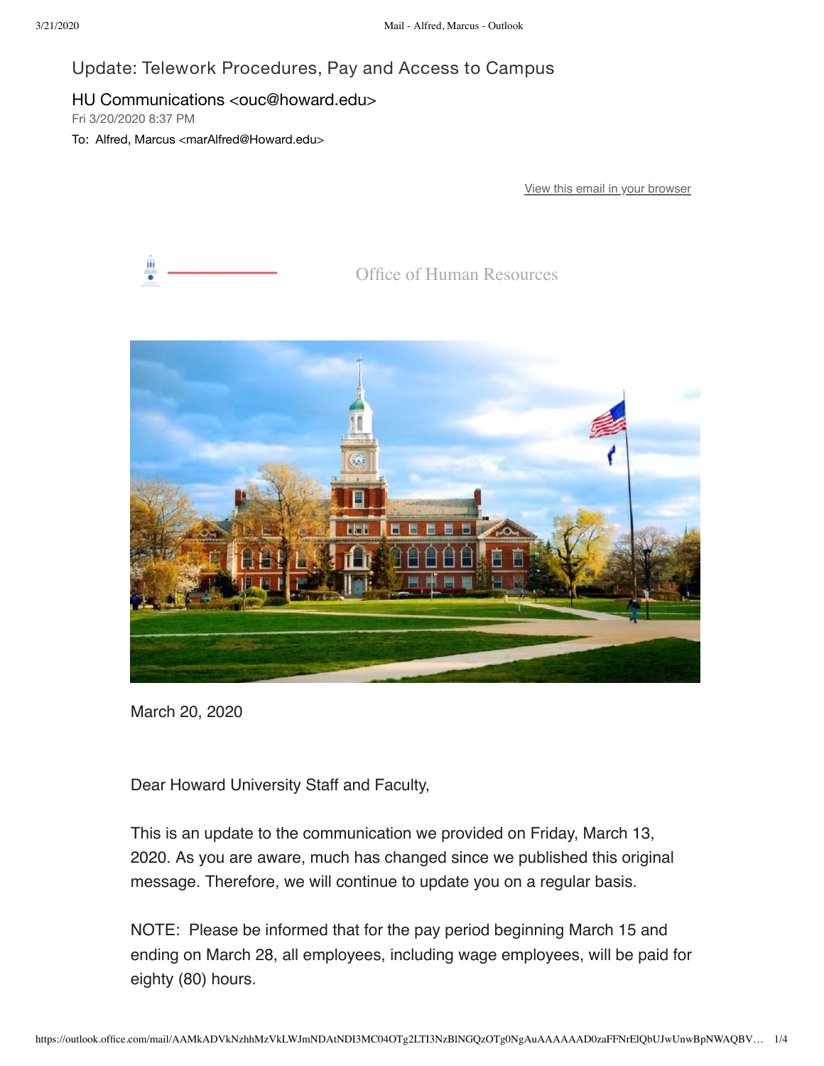# Update: Telework Procedures, Pay and Access to Campus

HU Communications <ouc@howard.edu>
Fri 3/20/2020 8:37 PM
To: Alfred, Marcus <marAlfred@Howard.edu>

View this email in your browser

Office of Human Resources

March 20, 2020

Dear Howard University Staff and Faculty,

This is an update to the communication we provided on Friday, March 13, 2020. As you are aware, much has changed since we published this original message. Therefore, we will continue to update you on a regular basis.

NOTE: Please be informed that for the pay period beginning March 15 and ending on March 28, all employees, including wage employees, will be paid for eighty (80) hours.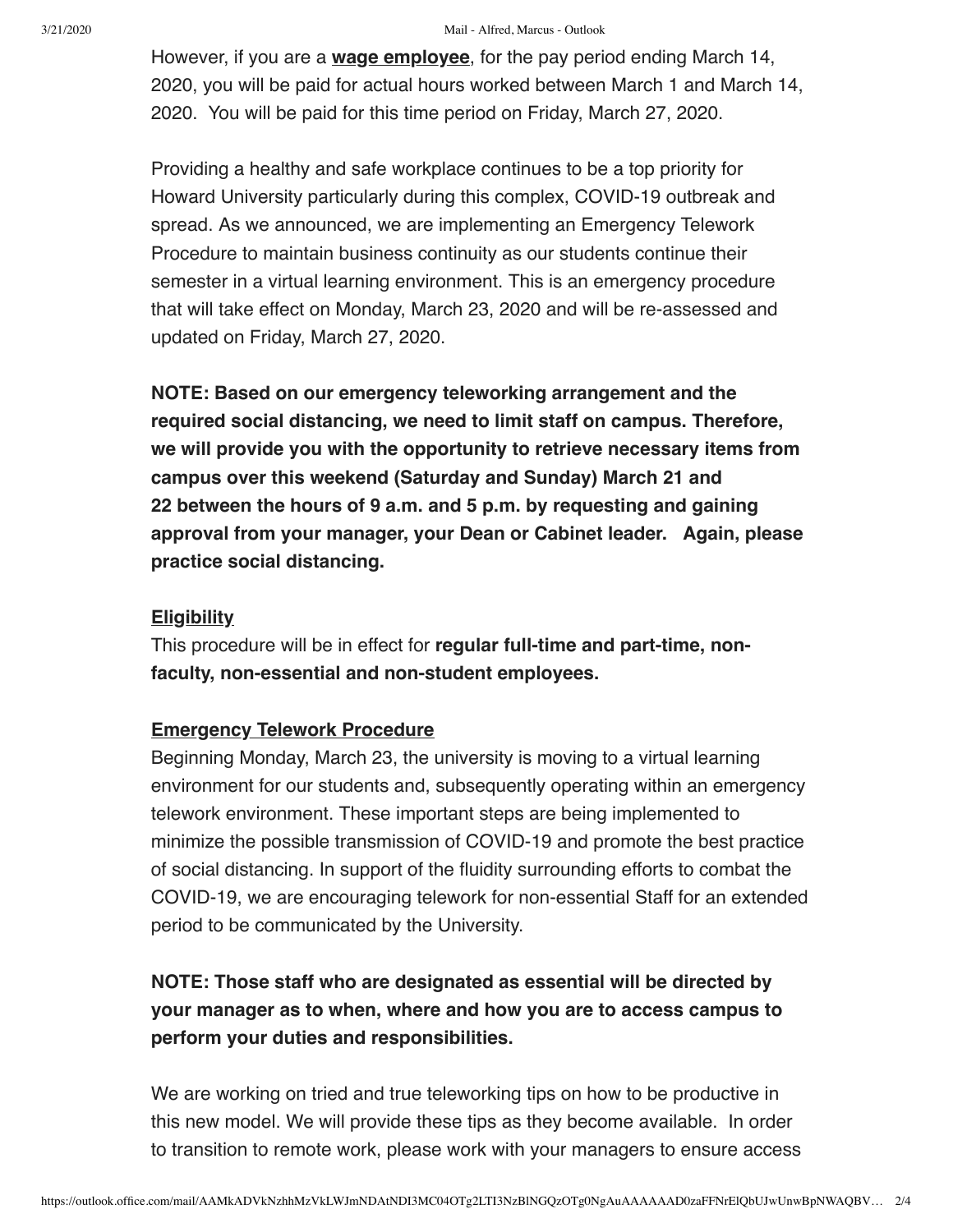However, if you are a **wage employee**, for the pay period ending March 14, 2020, you will be paid for actual hours worked between March 1 and March 14, 2020. You will be paid for this time period on Friday, March 27, 2020.

Providing a healthy and safe workplace continues to be a top priority for Howard University particularly during this complex, COVID-19 outbreak and spread. As we announced, we are implementing an Emergency Telework Procedure to maintain business continuity as our students continue their semester in a virtual learning environment. This is an emergency procedure that will take effect on Monday, March 23, 2020 and will be re-assessed and updated on Friday, March 27, 2020.

**NOTE: Based on our emergency teleworking arrangement and the required social distancing, we need to limit staff on campus. Therefore, we will provide you with the opportunity to retrieve necessary items from campus over this weekend (Saturday and Sunday) March 21 and 22 between the hours of 9 a.m. and 5 p.m. by requesting and gaining approval from your manager, your Dean or Cabinet leader. Again, please practice social distancing.**

**Eligibility**

This procedure will be in effect for **regular full-time and part-time, non-faculty, non-essential and non-student employees.**

**Emergency Telework Procedure**

Beginning Monday, March 23, the university is moving to a virtual learning environment for our students and, subsequently operating within an emergency telework environment. These important steps are being implemented to minimize the possible transmission of COVID-19 and promote the best practice of social distancing. In support of the fluidity surrounding efforts to combat the COVID-19, we are encouraging telework for non-essential Staff for an extended period to be communicated by the University.

**NOTE: Those staff who are designated as essential will be directed by your manager as to when, where and how you are to access campus to perform your duties and responsibilities.**

We are working on tried and true teleworking tips on how to be productive in this new model. We will provide these tips as they become available. In order to transition to remote work, please work with your managers to ensure access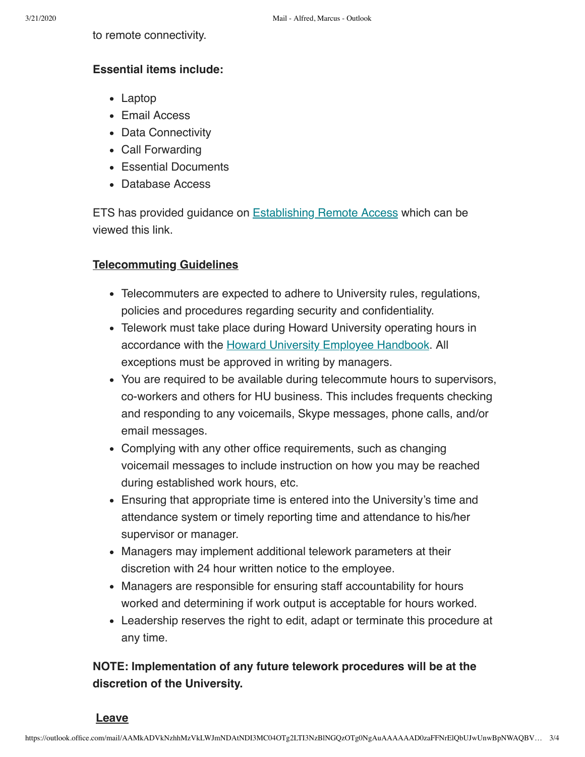to remote connectivity.

**Essential items include:**

- Laptop
- Email Access
- Data Connectivity
- Call Forwarding
- Essential Documents
- Database Access

ETS has provided guidance on Establishing Remote Access which can be viewed this link.

**Telecommuting Guidelines**

- Telecommuters are expected to adhere to University rules, regulations, policies and procedures regarding security and confidentiality.
- Telework must take place during Howard University operating hours in accordance with the Howard University Employee Handbook. All exceptions must be approved in writing by managers.
- You are required to be available during telecommute hours to supervisors, co-workers and others for HU business. This includes frequents checking and responding to any voicemails, Skype messages, phone calls, and/or email messages.
- Complying with any other office requirements, such as changing voicemail messages to include instruction on how you may be reached during established work hours, etc.
- Ensuring that appropriate time is entered into the University's time and attendance system or timely reporting time and attendance to his/her supervisor or manager.
- Managers may implement additional telework parameters at their discretion with 24 hour written notice to the employee.
- Managers are responsible for ensuring staff accountability for hours worked and determining if work output is acceptable for hours worked.
- Leadership reserves the right to edit, adapt or terminate this procedure at any time.

**NOTE: Implementation of any future telework procedures will be at the discretion of the University.**

**Leave**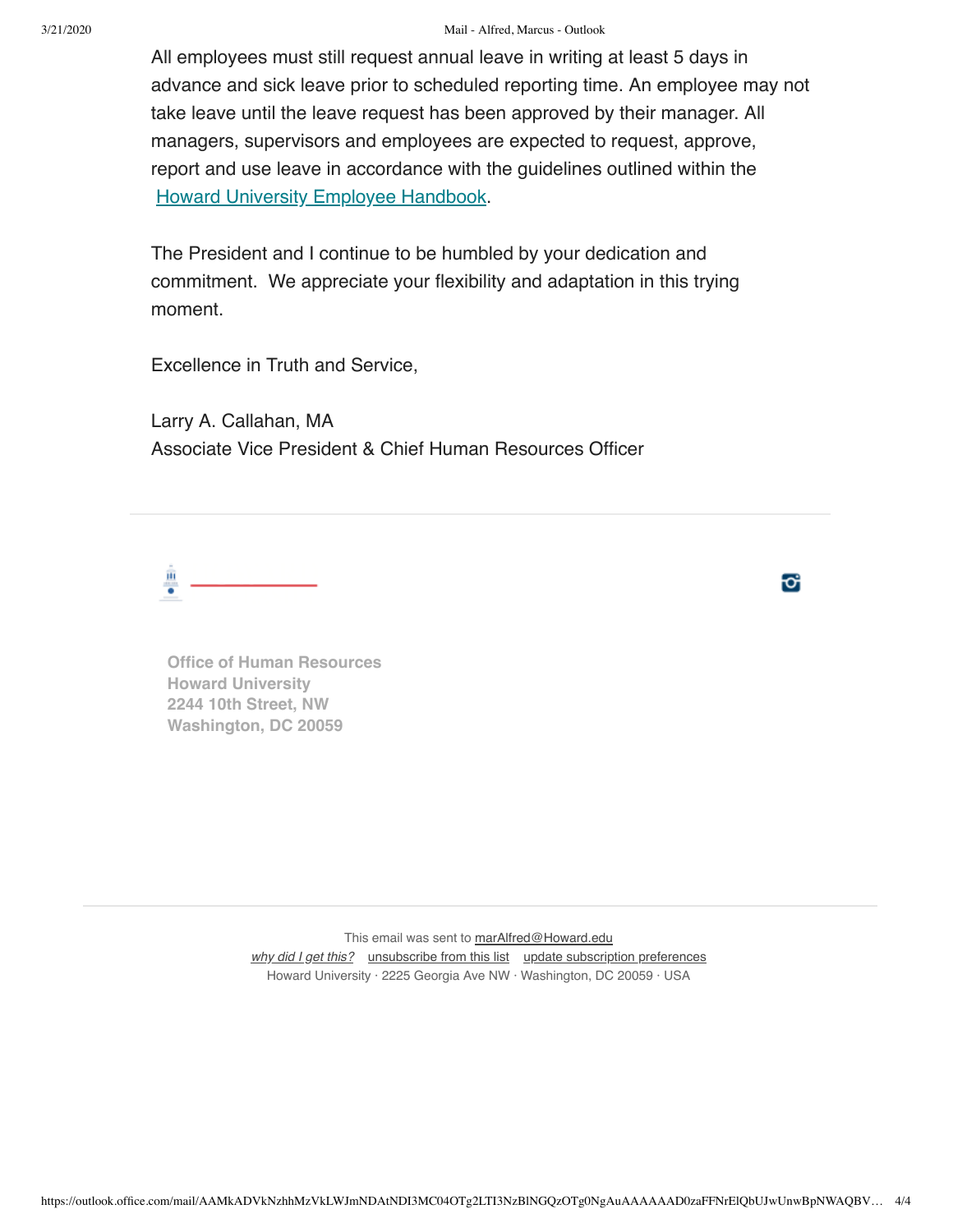All employees must still request annual leave in writing at least 5 days in advance and sick leave prior to scheduled reporting time. An employee may not take leave until the leave request has been approved by their manager. All managers, supervisors and employees are expected to request, approve, report and use leave in accordance with the guidelines outlined within the Howard University Employee Handbook.

The President and I continue to be humbled by your dedication and commitment. We appreciate your flexibility and adaptation in this trying moment.

Excellence in Truth and Service,

Larry A. Callahan, MA
Associate Vice President & Chief Human Resources Officer

---

**Office of Human Resources**
**Howard University**
**2244 10th Street, NW**
**Washington, DC 20059**

---

This email was sent to marAlfred@Howard.edu
*why did I get this?* unsubscribe from this list update subscription preferences
Howard University · 2225 Georgia Ave NW · Washington, DC 20059 · USA